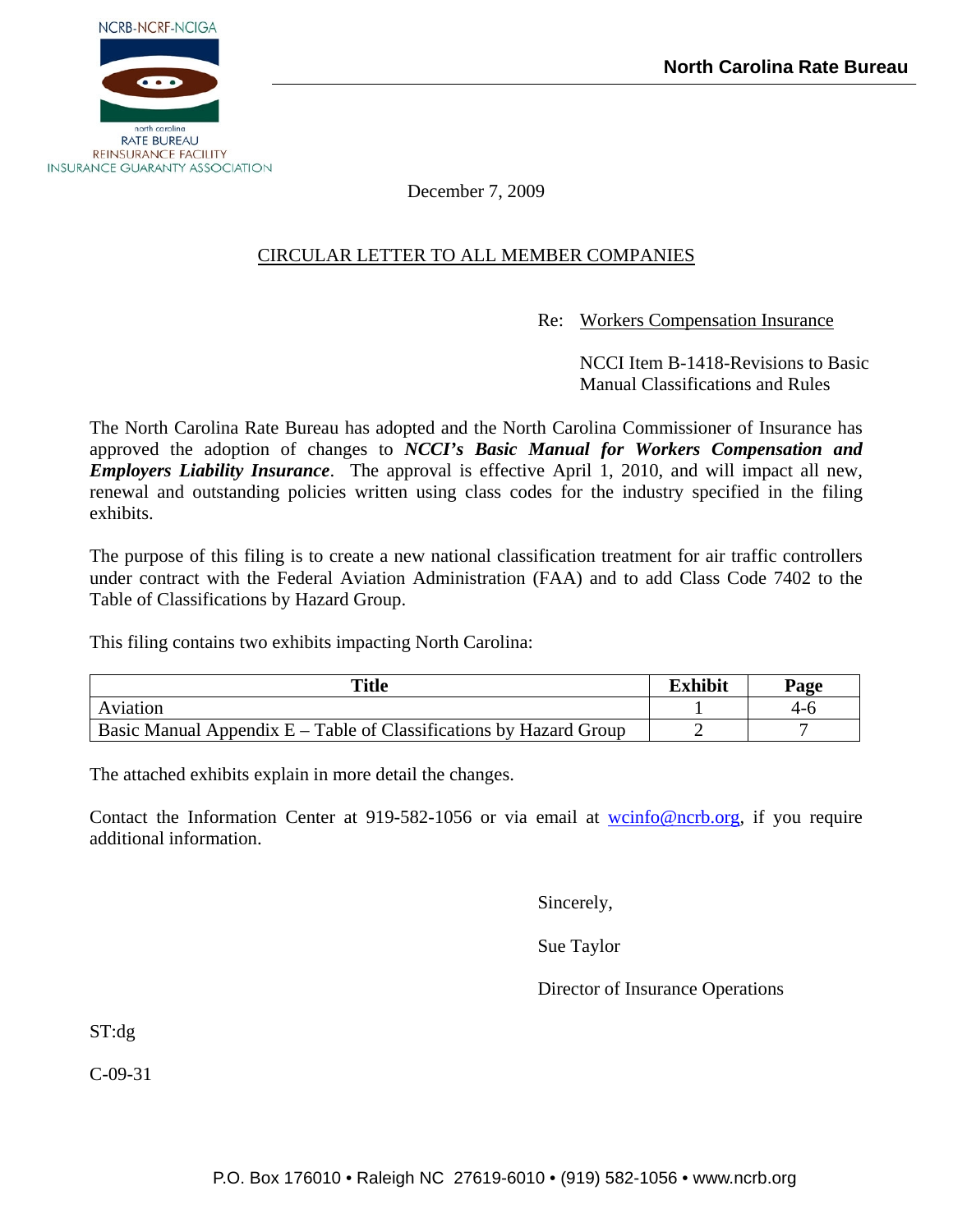NCRB-NCRF-NCIGA

north carolina
RATE BUREAU
REINSURANCE FACILITY
INSURANCE GUARANTY ASSOCIATION

**North Carolina Rate Bureau**

December 7, 2009

CIRCULAR LETTER TO ALL MEMBER COMPANIES

Re: Workers Compensation Insurance

NCCI Item B-1418-Revisions to Basic Manual Classifications and Rules

The North Carolina Rate Bureau has adopted and the North Carolina Commissioner of Insurance has approved the adoption of changes to ***NCCI's Basic Manual for Workers Compensation and Employers Liability Insurance***. The approval is effective April 1, 2010, and will impact all new, renewal and outstanding policies written using class codes for the industry specified in the filing exhibits.

The purpose of this filing is to create a new national classification treatment for air traffic controllers under contract with the Federal Aviation Administration (FAA) and to add Class Code 7402 to the Table of Classifications by Hazard Group.

This filing contains two exhibits impacting North Carolina:

| Title | Exhibit | Page |
|---|---|---|
| Aviation | 1 | 4-6 |
| Basic Manual Appendix E – Table of Classifications by Hazard Group | 2 | 7 |

The attached exhibits explain in more detail the changes.

Contact the Information Center at 919-582-1056 or via email at wcinfo@ncrb.org, if you require additional information.

Sincerely,

Sue Taylor

Director of Insurance Operations

ST:dg

C-09-31

P.O. Box 176010 • Raleigh NC 27619-6010 • (919) 582-1056 • www.ncrb.org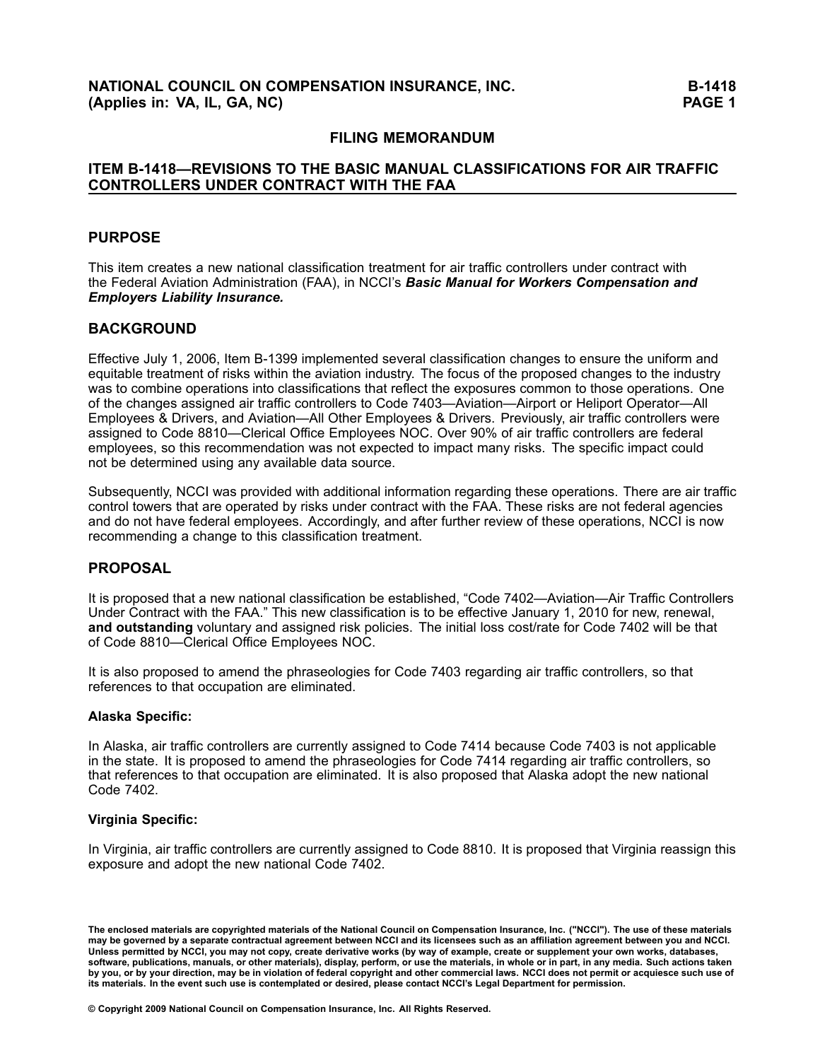**NATIONAL COUNCIL ON COMPENSATION INSURANCE, INC.**
**(Applies in: VA, IL, GA, NC)**

## FILING MEMORANDUM

## ITEM B-1418—REVISIONS TO THE BASIC MANUAL CLASSIFICATIONS FOR AIR TRAFFIC CONTROLLERS UNDER CONTRACT WITH THE FAA

### PURPOSE

This item creates a new national classification treatment for air traffic controllers under contract with the Federal Aviation Administration (FAA), in NCCI's ***Basic Manual for Workers Compensation and Employers Liability Insurance.***

### BACKGROUND

Effective July 1, 2006, Item B-1399 implemented several classification changes to ensure the uniform and equitable treatment of risks within the aviation industry. The focus of the proposed changes to the industry was to combine operations into classifications that reflect the exposures common to those operations. One of the changes assigned air traffic controllers to Code 7403—Aviation—Airport or Heliport Operator—All Employees & Drivers, and Aviation—All Other Employees & Drivers. Previously, air traffic controllers were assigned to Code 8810—Clerical Office Employees NOC. Over 90% of air traffic controllers are federal employees, so this recommendation was not expected to impact many risks. The specific impact could not be determined using any available data source.

Subsequently, NCCI was provided with additional information regarding these operations. There are air traffic control towers that are operated by risks under contract with the FAA. These risks are not federal agencies and do not have federal employees. Accordingly, and after further review of these operations, NCCI is now recommending a change to this classification treatment.

### PROPOSAL

It is proposed that a new national classification be established, "Code 7402—Aviation—Air Traffic Controllers Under Contract with the FAA." This new classification is to be effective January 1, 2010 for new, renewal, **and outstanding** voluntary and assigned risk policies. The initial loss cost/rate for Code 7402 will be that of Code 8810—Clerical Office Employees NOC.

It is also proposed to amend the phraseologies for Code 7403 regarding air traffic controllers, so that references to that occupation are eliminated.

#### Alaska Specific:

In Alaska, air traffic controllers are currently assigned to Code 7414 because Code 7403 is not applicable in the state. It is proposed to amend the phraseologies for Code 7414 regarding air traffic controllers, so that references to that occupation are eliminated. It is also proposed that Alaska adopt the new national Code 7402.

#### Virginia Specific:

In Virginia, air traffic controllers are currently assigned to Code 8810. It is proposed that Virginia reassign this exposure and adopt the new national Code 7402.

**The enclosed materials are copyrighted materials of the National Council on Compensation Insurance, Inc. ("NCCI"). The use of these materials may be governed by a separate contractual agreement between NCCI and its licensees such as an affiliation agreement between you and NCCI. Unless permitted by NCCI, you may not copy, create derivative works (by way of example, create or supplement your own works, databases, software, publications, manuals, or other materials), display, perform, or use the materials, in whole or in part, in any media. Such actions taken by you, or by your direction, may be in violation of federal copyright and other commercial laws. NCCI does not permit or acquiesce such use of its materials. In the event such use is contemplated or desired, please contact NCCI's Legal Department for permission.**

**© Copyright 2009 National Council on Compensation Insurance, Inc. All Rights Reserved.**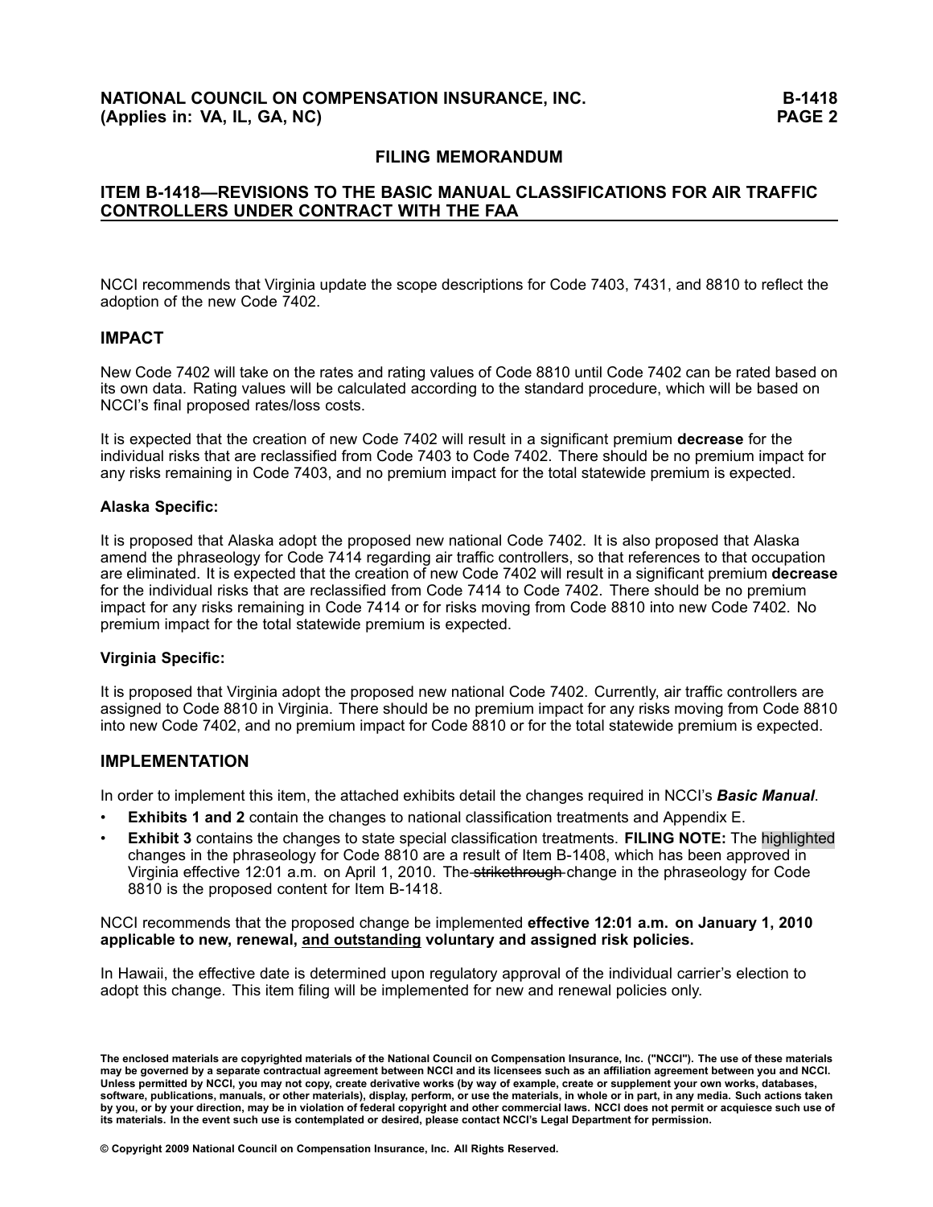**FILING MEMORANDUM**

**ITEM B-1418—REVISIONS TO THE BASIC MANUAL CLASSIFICATIONS FOR AIR TRAFFIC CONTROLLERS UNDER CONTRACT WITH THE FAA**

NCCI recommends that Virginia update the scope descriptions for Code 7403, 7431, and 8810 to reflect the adoption of the new Code 7402.

## IMPACT

New Code 7402 will take on the rates and rating values of Code 8810 until Code 7402 can be rated based on its own data. Rating values will be calculated according to the standard procedure, which will be based on NCCI's final proposed rates/loss costs.

It is expected that the creation of new Code 7402 will result in a significant premium **decrease** for the individual risks that are reclassified from Code 7403 to Code 7402. There should be no premium impact for any risks remaining in Code 7403, and no premium impact for the total statewide premium is expected.

**Alaska Specific:**

It is proposed that Alaska adopt the proposed new national Code 7402. It is also proposed that Alaska amend the phraseology for Code 7414 regarding air traffic controllers, so that references to that occupation are eliminated. It is expected that the creation of new Code 7402 will result in a significant premium **decrease** for the individual risks that are reclassified from Code 7414 to Code 7402. There should be no premium impact for any risks remaining in Code 7414 or for risks moving from Code 8810 into new Code 7402. No premium impact for the total statewide premium is expected.

**Virginia Specific:**

It is proposed that Virginia adopt the proposed new national Code 7402. Currently, air traffic controllers are assigned to Code 8810 in Virginia. There should be no premium impact for any risks moving from Code 8810 into new Code 7402, and no premium impact for Code 8810 or for the total statewide premium is expected.

## IMPLEMENTATION

In order to implement this item, the attached exhibits detail the changes required in NCCI's ***Basic Manual***.

- **Exhibits 1 and 2** contain the changes to national classification treatments and Appendix E.
- **Exhibit 3** contains the changes to state special classification treatments. **FILING NOTE:** The highlighted changes in the phraseology for Code 8810 are a result of Item B-1408, which has been approved in Virginia effective 12:01 a.m. on April 1, 2010. The ~~strikethrough~~ change in the phraseology for Code 8810 is the proposed content for Item B-1418.

NCCI recommends that the proposed change be implemented **effective 12:01 a.m. on January 1, 2010 applicable to new, renewal, <u>and outstanding</u> voluntary and assigned risk policies.**

In Hawaii, the effective date is determined upon regulatory approval of the individual carrier's election to adopt this change. This item filing will be implemented for new and renewal policies only.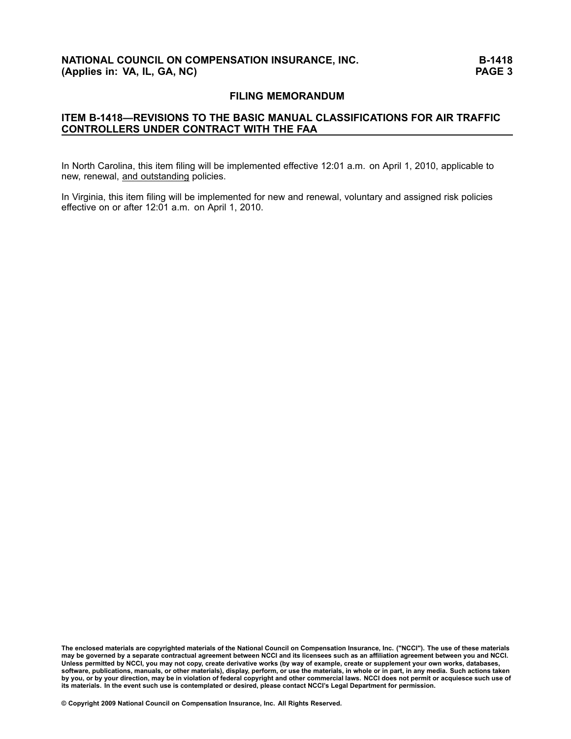## FILING MEMORANDUM

## ITEM B-1418—REVISIONS TO THE BASIC MANUAL CLASSIFICATIONS FOR AIR TRAFFIC CONTROLLERS UNDER CONTRACT WITH THE FAA

In North Carolina, this item filing will be implemented effective 12:01 a.m. on April 1, 2010, applicable to new, renewal, <u>and outstanding</u> policies.

In Virginia, this item filing will be implemented for new and renewal, voluntary and assigned risk policies effective on or after 12:01 a.m. on April 1, 2010.

**The enclosed materials are copyrighted materials of the National Council on Compensation Insurance, Inc. ("NCCI"). The use of these materials may be governed by a separate contractual agreement between NCCI and its licensees such as an affiliation agreement between you and NCCI. Unless permitted by NCCI, you may not copy, create derivative works (by way of example, create or supplement your own works, databases, software, publications, manuals, or other materials), display, perform, or use the materials, in whole or in part, in any media. Such actions taken by you, or by your direction, may be in violation of federal copyright and other commercial laws. NCCI does not permit or acquiesce such use of its materials. In the event such use is contemplated or desired, please contact NCCI's Legal Department for permission.**

**© Copyright 2009 National Council on Compensation Insurance, Inc. All Rights Reserved.**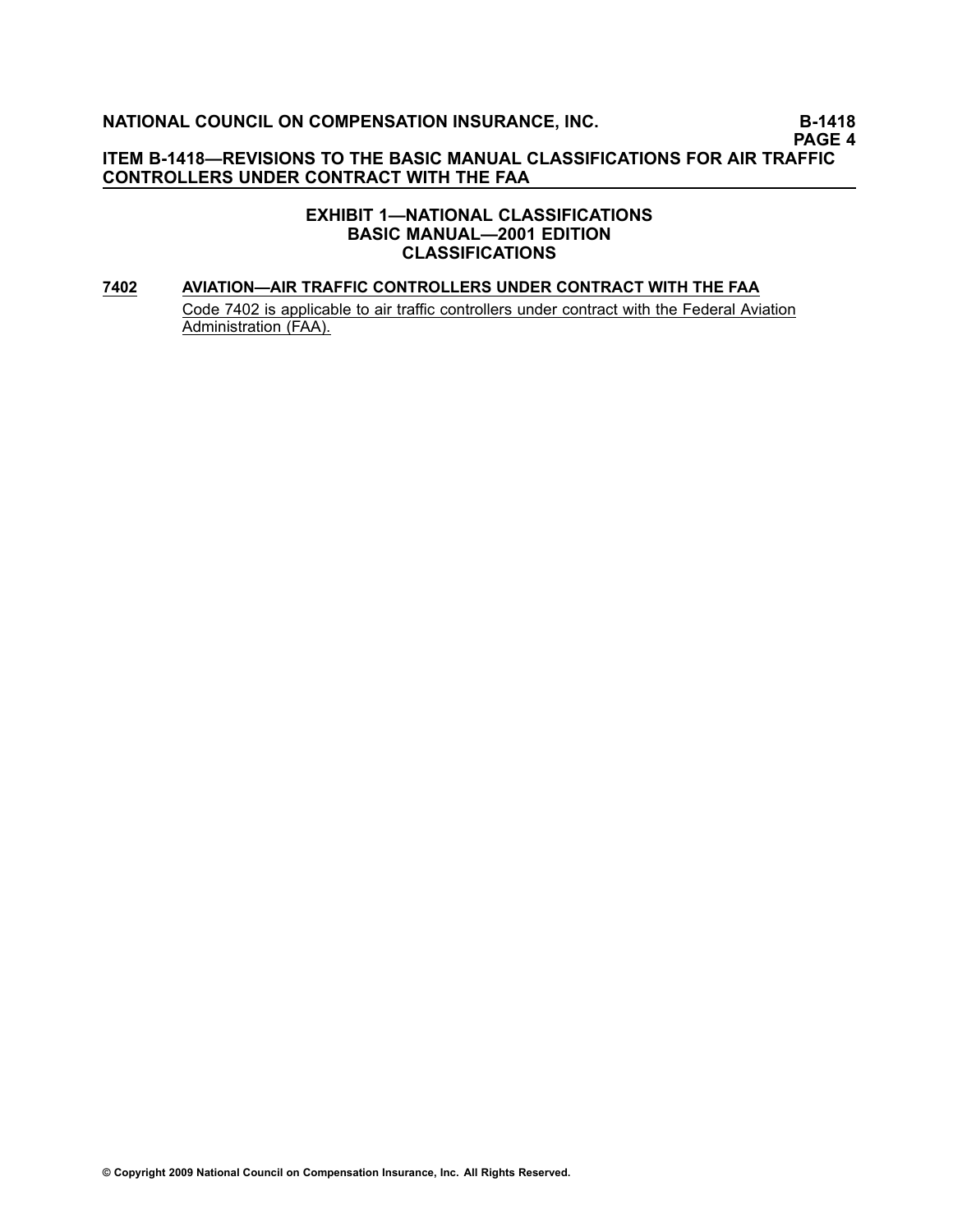## EXHIBIT 1—NATIONAL CLASSIFICATIONS
## BASIC MANUAL—2001 EDITION
## CLASSIFICATIONS

**7402 AVIATION—AIR TRAFFIC CONTROLLERS UNDER CONTRACT WITH THE FAA**

Code 7402 is applicable to air traffic controllers under contract with the Federal Aviation Administration (FAA).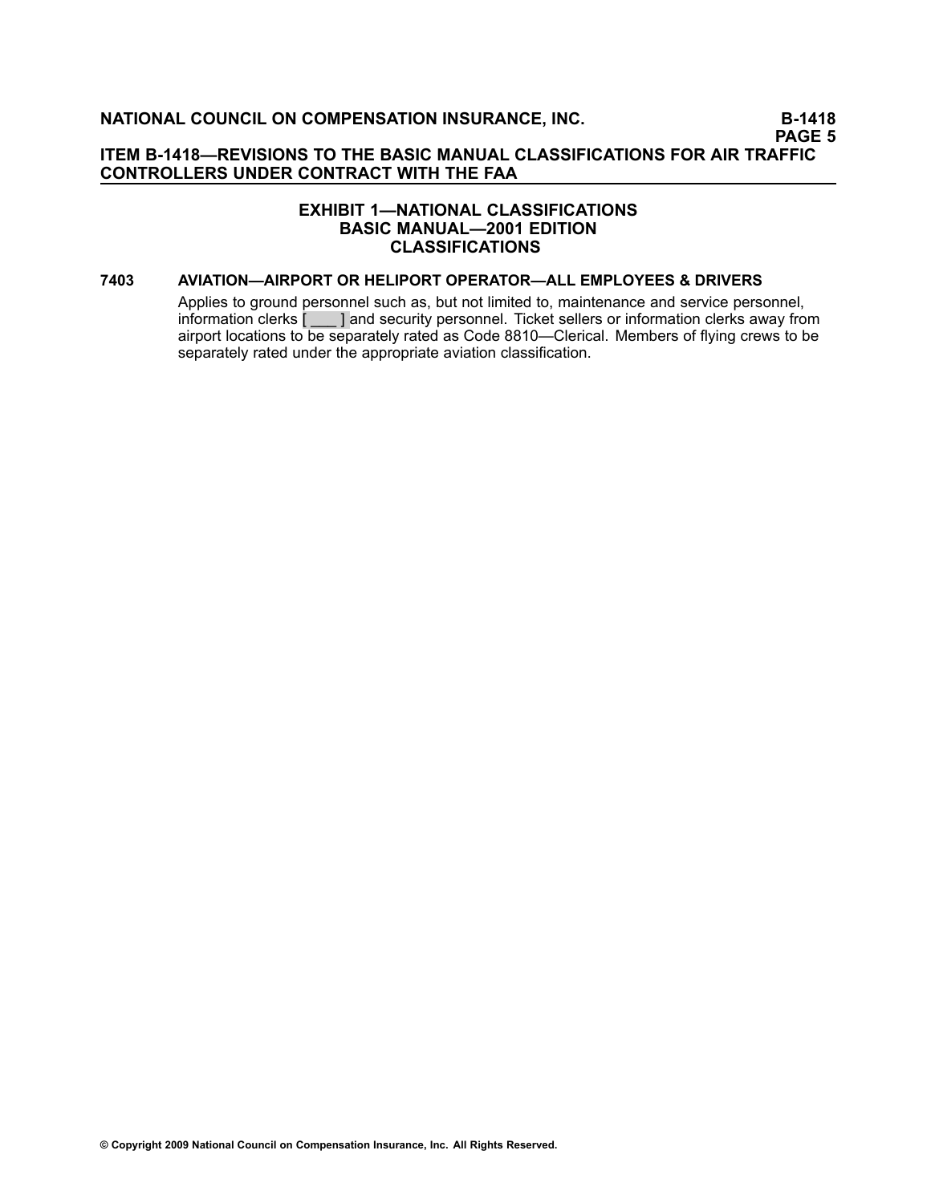# ITEM B-1418—REVISIONS TO THE BASIC MANUAL CLASSIFICATIONS FOR AIR TRAFFIC CONTROLLERS UNDER CONTRACT WITH THE FAA

## EXHIBIT 1—NATIONAL CLASSIFICATIONS
## BASIC MANUAL—2001 EDITION
## CLASSIFICATIONS

**7403 AVIATION—AIRPORT OR HELIPORT OPERATOR—ALL EMPLOYEES & DRIVERS**

Applies to ground personnel such as, but not limited to, maintenance and service personnel, information clerks [ ___ ] and security personnel. Ticket sellers or information clerks away from airport locations to be separately rated as Code 8810—Clerical. Members of flying crews to be separately rated under the appropriate aviation classification.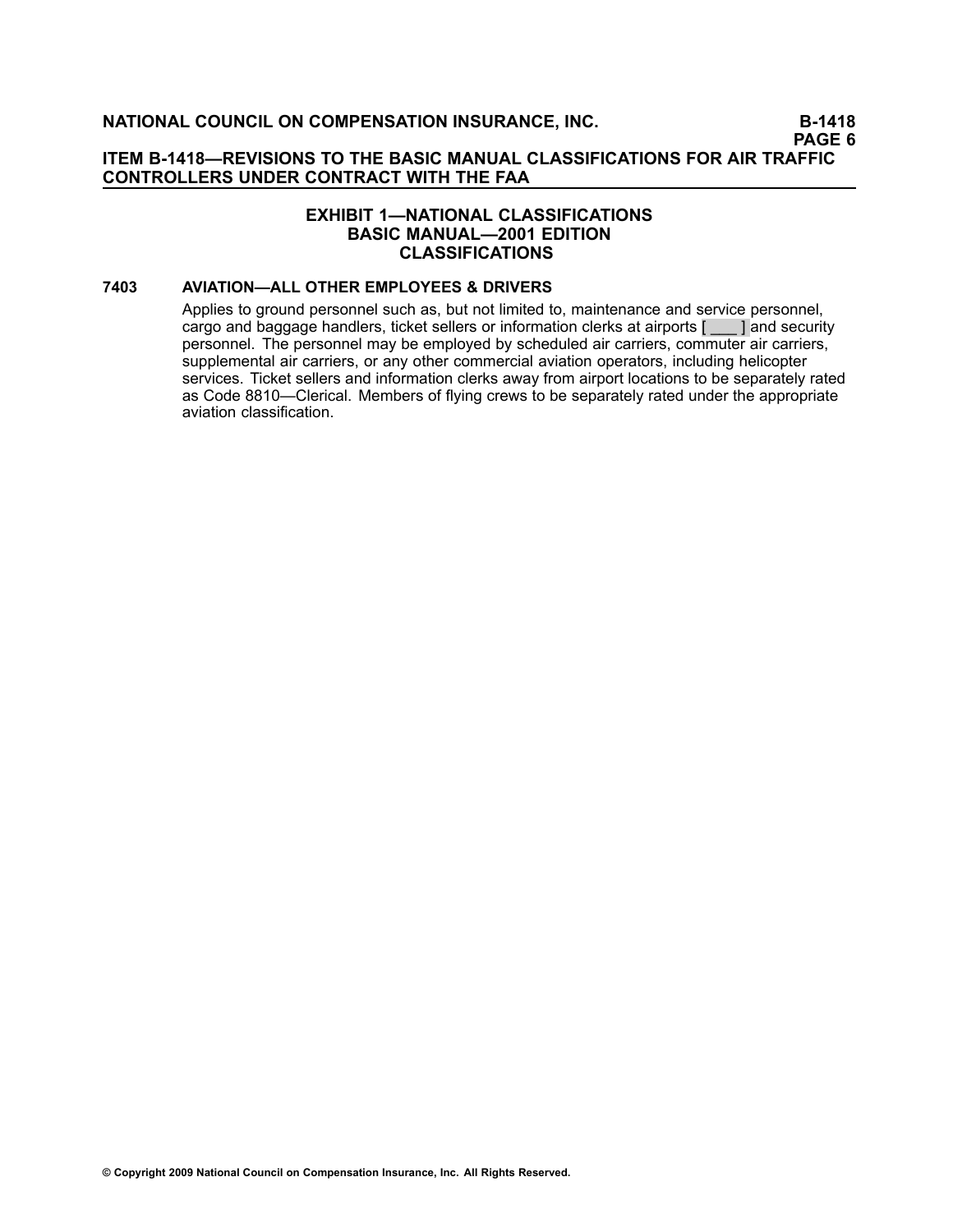### EXHIBIT 1—NATIONAL CLASSIFICATIONS
### BASIC MANUAL—2001 EDITION
### CLASSIFICATIONS

**7403 AVIATION—ALL OTHER EMPLOYEES & DRIVERS**

Applies to ground personnel such as, but not limited to, maintenance and service personnel, cargo and baggage handlers, ticket sellers or information clerks at airports [ ___ ] and security personnel. The personnel may be employed by scheduled air carriers, commuter air carriers, supplemental air carriers, or any other commercial aviation operators, including helicopter services. Ticket sellers and information clerks away from airport locations to be separately rated as Code 8810—Clerical. Members of flying crews to be separately rated under the appropriate aviation classification.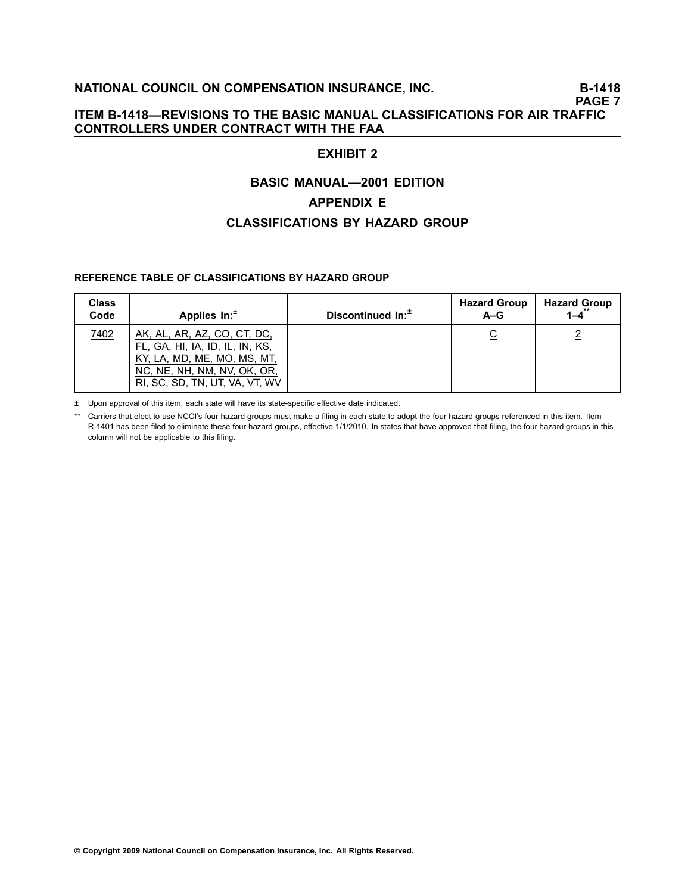## EXHIBIT 2

## BASIC MANUAL—2001 EDITION

## APPENDIX E

## CLASSIFICATIONS BY HAZARD GROUP

**REFERENCE TABLE OF CLASSIFICATIONS BY HAZARD GROUP**

| Class Code | Applies In:± | Discontinued In:± | Hazard Group A–G | Hazard Group 1–4** |
|---|---|---|---|---|
| 7402 | AK, AL, AR, AZ, CO, CT, DC, FL, GA, HI, IA, ID, IL, IN, KS, KY, LA, MD, ME, MO, MS, MT, NC, NE, NH, NM, NV, OK, OR, RI, SC, SD, TN, UT, VA, VT, WV | | C | 2 |

± Upon approval of this item, each state will have its state-specific effective date indicated.

** Carriers that elect to use NCCI's four hazard groups must make a filing in each state to adopt the four hazard groups referenced in this item. Item R-1401 has been filed to eliminate these four hazard groups, effective 1/1/2010. In states that have approved that filing, the four hazard groups in this column will not be applicable to this filing.